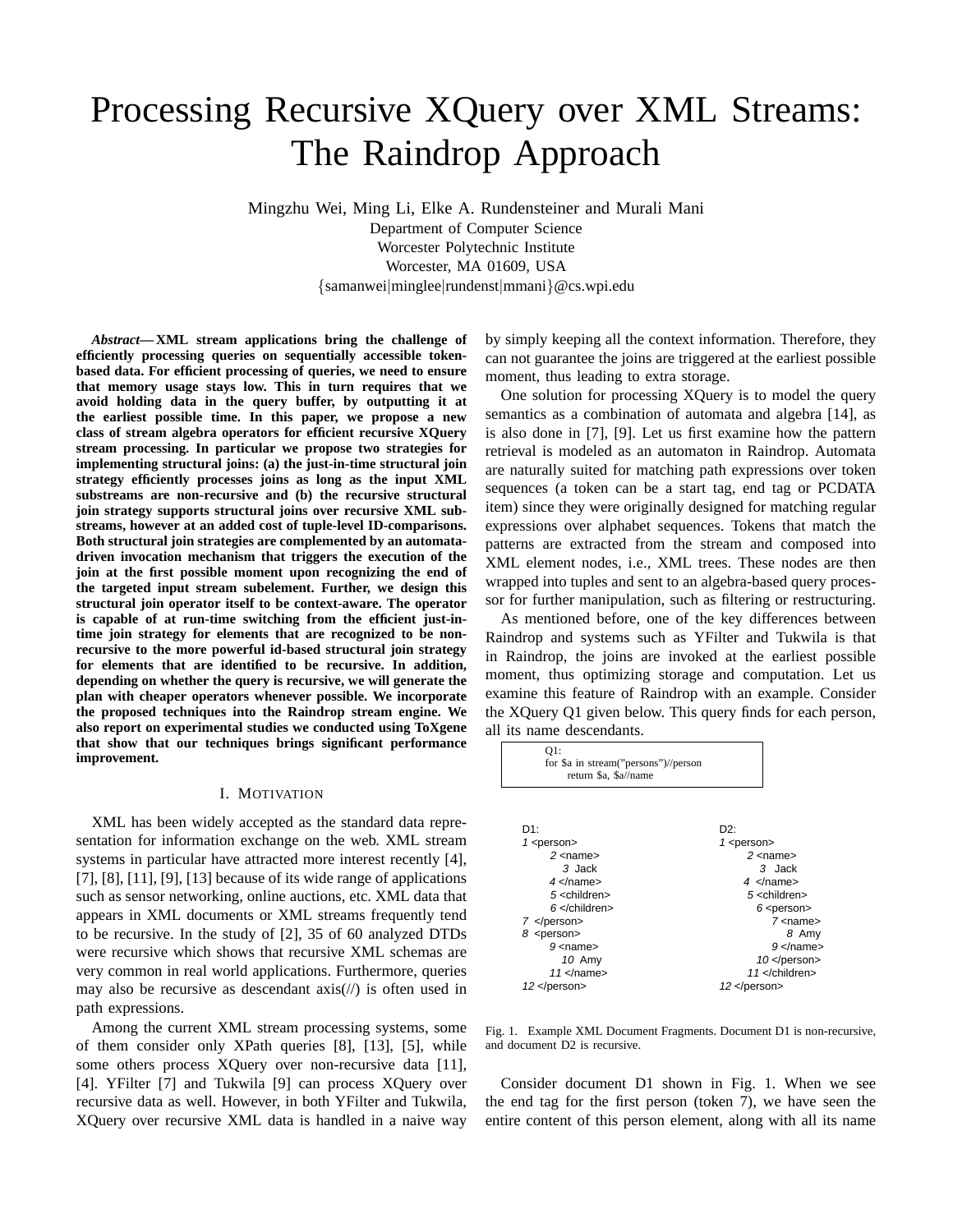# Processing Recursive XQuery over XML Streams: The Raindrop Approach

Mingzhu Wei, Ming Li, Elke A. Rundensteiner and Murali Mani
Department of Computer Science
Worcester Polytechnic Institute
Worcester, MA 01609, USA
{samanwei|minglee|rundenst|mmani}@cs.wpi.edu

***Abstract*— XML stream applications bring the challenge of efficiently processing queries on sequentially accessible token-based data. For efficient processing of queries, we need to ensure that memory usage stays low. This in turn requires that we avoid holding data in the query buffer, by outputting it at the earliest possible time. In this paper, we propose a new class of stream algebra operators for efficient recursive XQuery stream processing. In particular we propose two strategies for implementing structural joins: (a) the just-in-time structural join strategy efficiently processes joins as long as the input XML substreams are non-recursive and (b) the recursive structural join strategy supports structural joins over recursive XML substreams, however at an added cost of tuple-level ID-comparisons. Both structural join strategies are complemented by an automata-driven invocation mechanism that triggers the execution of the join at the first possible moment upon recognizing the end of the targeted input stream subelement. Further, we design this structural join operator itself to be context-aware. The operator is capable of at run-time switching from the efficient just-in-time join strategy for elements that are recognized to be non-recursive to the more powerful id-based structural join strategy for elements that are identified to be recursive. In addition, depending on whether the query is recursive, we will generate the plan with cheaper operators whenever possible. We incorporate the proposed techniques into the Raindrop stream engine. We also report on experimental studies we conducted using ToXgene that show that our techniques brings significant performance improvement.**

## I. Motivation

XML has been widely accepted as the standard data representation for information exchange on the web. XML stream systems in particular have attracted more interest recently [4], [7], [8], [11], [9], [13] because of its wide range of applications such as sensor networking, online auctions, etc. XML data that appears in XML documents or XML streams frequently tend to be recursive. In the study of [2], 35 of 60 analyzed DTDs were recursive which shows that recursive XML schemas are very common in real world applications. Furthermore, queries may also be recursive as descendant axis(//) is often used in path expressions.

Among the current XML stream processing systems, some of them consider only XPath queries [8], [13], [5], while some others process XQuery over non-recursive data [11], [4]. YFilter [7] and Tukwila [9] can process XQuery over recursive data as well. However, in both YFilter and Tukwila, XQuery over recursive XML data is handled in a naive way by simply keeping all the context information. Therefore, they can not guarantee the joins are triggered at the earliest possible moment, thus leading to extra storage.

One solution for processing XQuery is to model the query semantics as a combination of automata and algebra [14], as is also done in [7], [9]. Let us first examine how the pattern retrieval is modeled as an automaton in Raindrop. Automata are naturally suited for matching path expressions over token sequences (a token can be a start tag, end tag or PCDATA item) since they were originally designed for matching regular expressions over alphabet sequences. Tokens that match the patterns are extracted from the stream and composed into XML element nodes, i.e., XML trees. These nodes are then wrapped into tuples and sent to an algebra-based query processor for further manipulation, such as filtering or restructuring.

As mentioned before, one of the key differences between Raindrop and systems such as YFilter and Tukwila is that in Raindrop, the joins are invoked at the earliest possible moment, thus optimizing storage and computation. Let us examine this feature of Raindrop with an example. Consider the XQuery Q1 given below. This query finds for each person, all its name descendants.

```
Q1:
for $a in stream("persons")//person
    return $a, $a//name
```

```
D1:
1 <person>
    2 <name>
      3 Jack
    4 </name>
    5 <children>
    6 </children>
7 </person>
8 <person>
    9 <name>
      10 Amy
    11 </name>
12 </person>
```

```
D2:
1 <person>
    2 <name>
      3 Jack
    4 </name>
    5 <children>
      6 <person>
        7 <name>
          8 Amy
        9 </name>
      10 </person>
    11 </children>
12 </person>
```

Fig. 1. Example XML Document Fragments. Document D1 is non-recursive, and document D2 is recursive.

Consider document D1 shown in Fig. 1. When we see the end tag for the first person (token 7), we have seen the entire content of this person element, along with all its name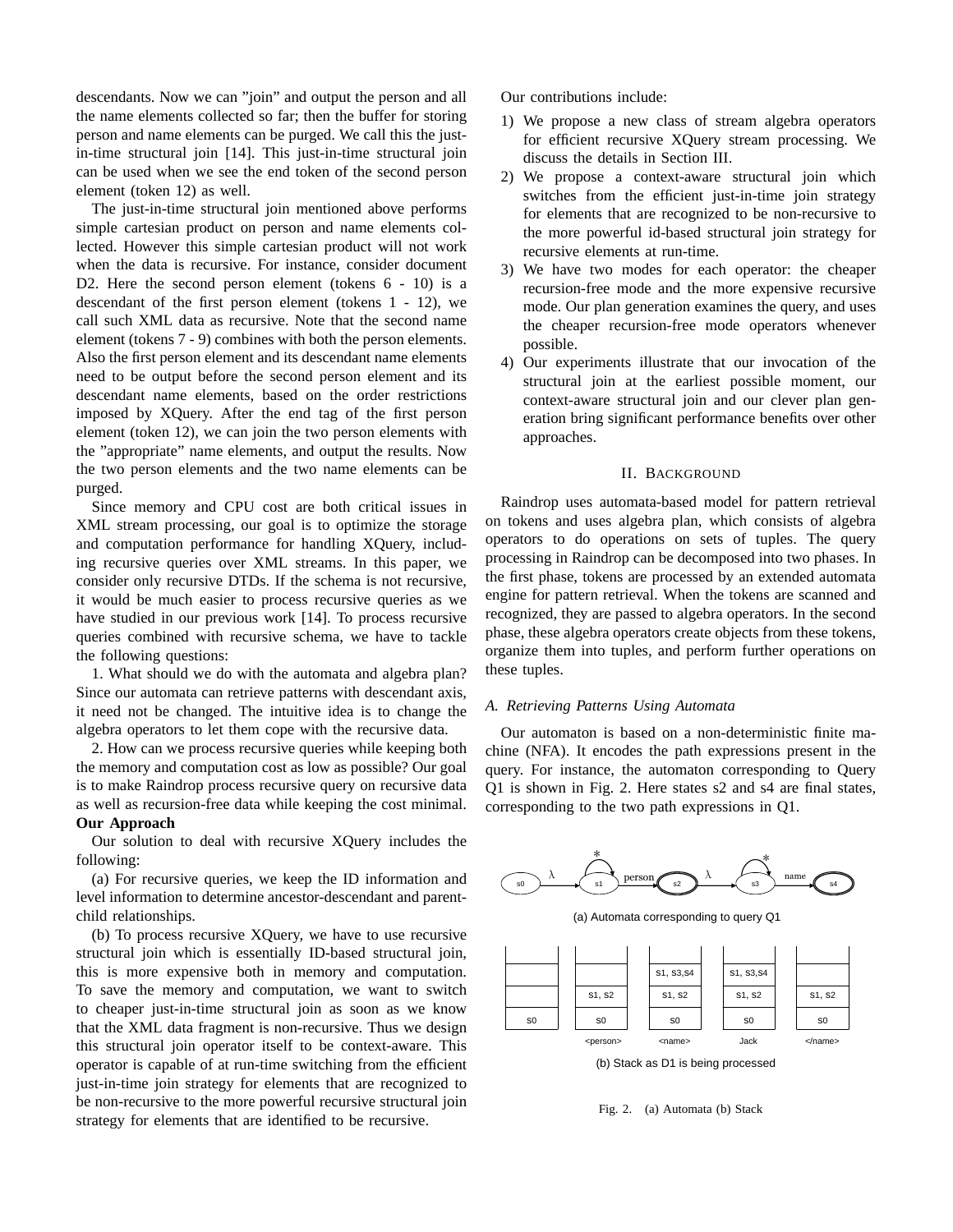descendants. Now we can "join" and output the person and all the name elements collected so far; then the buffer for storing person and name elements can be purged. We call this the just-in-time structural join [14]. This just-in-time structural join can be used when we see the end token of the second person element (token 12) as well.

The just-in-time structural join mentioned above performs simple cartesian product on person and name elements collected. However this simple cartesian product will not work when the data is recursive. For instance, consider document D2. Here the second person element (tokens 6 - 10) is a descendant of the first person element (tokens 1 - 12), we call such XML data as recursive. Note that the second name element (tokens 7 - 9) combines with both the person elements. Also the first person element and its descendant name elements need to be output before the second person element and its descendant name elements, based on the order restrictions imposed by XQuery. After the end tag of the first person element (token 12), we can join the two person elements with the "appropriate" name elements, and output the results. Now the two person elements and the two name elements can be purged.

Since memory and CPU cost are both critical issues in XML stream processing, our goal is to optimize the storage and computation performance for handling XQuery, including recursive queries over XML streams. In this paper, we consider only recursive DTDs. If the schema is not recursive, it would be much easier to process recursive queries as we have studied in our previous work [14]. To process recursive queries combined with recursive schema, we have to tackle the following questions:

1. What should we do with the automata and algebra plan? Since our automata can retrieve patterns with descendant axis, it need not be changed. The intuitive idea is to change the algebra operators to let them cope with the recursive data.

2. How can we process recursive queries while keeping both the memory and computation cost as low as possible? Our goal is to make Raindrop process recursive query on recursive data as well as recursion-free data while keeping the cost minimal.

**Our Approach**

Our solution to deal with recursive XQuery includes the following:

(a) For recursive queries, we keep the ID information and level information to determine ancestor-descendant and parent-child relationships.

(b) To process recursive XQuery, we have to use recursive structural join which is essentially ID-based structural join, this is more expensive both in memory and computation. To save the memory and computation, we want to switch to cheaper just-in-time structural join as soon as we know that the XML data fragment is non-recursive. Thus we design this structural join operator itself to be context-aware. This operator is capable of at run-time switching from the efficient just-in-time join strategy for elements that are recognized to be non-recursive to the more powerful recursive structural join strategy for elements that are identified to be recursive.

Our contributions include:

1) We propose a new class of stream algebra operators for efficient recursive XQuery stream processing. We discuss the details in Section III.
2) We propose a context-aware structural join which switches from the efficient just-in-time join strategy for elements that are recognized to be non-recursive to the more powerful id-based structural join strategy for recursive elements at run-time.
3) We have two modes for each operator: the cheaper recursion-free mode and the more expensive recursive mode. Our plan generation examines the query, and uses the cheaper recursion-free mode operators whenever possible.
4) Our experiments illustrate that our invocation of the structural join at the earliest possible moment, our context-aware structural join and our clever plan generation bring significant performance benefits over other approaches.

## II. Background

Raindrop uses automata-based model for pattern retrieval on tokens and uses algebra plan, which consists of algebra operators to do operations on sets of tuples. The query processing in Raindrop can be decomposed into two phases. In the first phase, tokens are processed by an extended automata engine for pattern retrieval. When the tokens are scanned and recognized, they are passed to algebra operators. In the second phase, these algebra operators create objects from these tokens, organize them into tuples, and perform further operations on these tuples.

### A. Retrieving Patterns Using Automata

Our automaton is based on a non-deterministic finite machine (NFA). It encodes the path expressions present in the query. For instance, the automaton corresponding to Query Q1 is shown in Fig. 2. Here states s2 and s4 are final states, corresponding to the two path expressions in Q1.

s0 λ s1 * person s2 λ s3 * name s4

(a) Automata corresponding to query Q1

s0

s1, s2
s0
<person>

s1, s3,s4
s1, s2
s0
<name>

s1, s3,s4
s1, s2
s0
Jack

s1, s2
s0
</name>

(b) Stack as D1 is being processed

Fig. 2. (a) Automata (b) Stack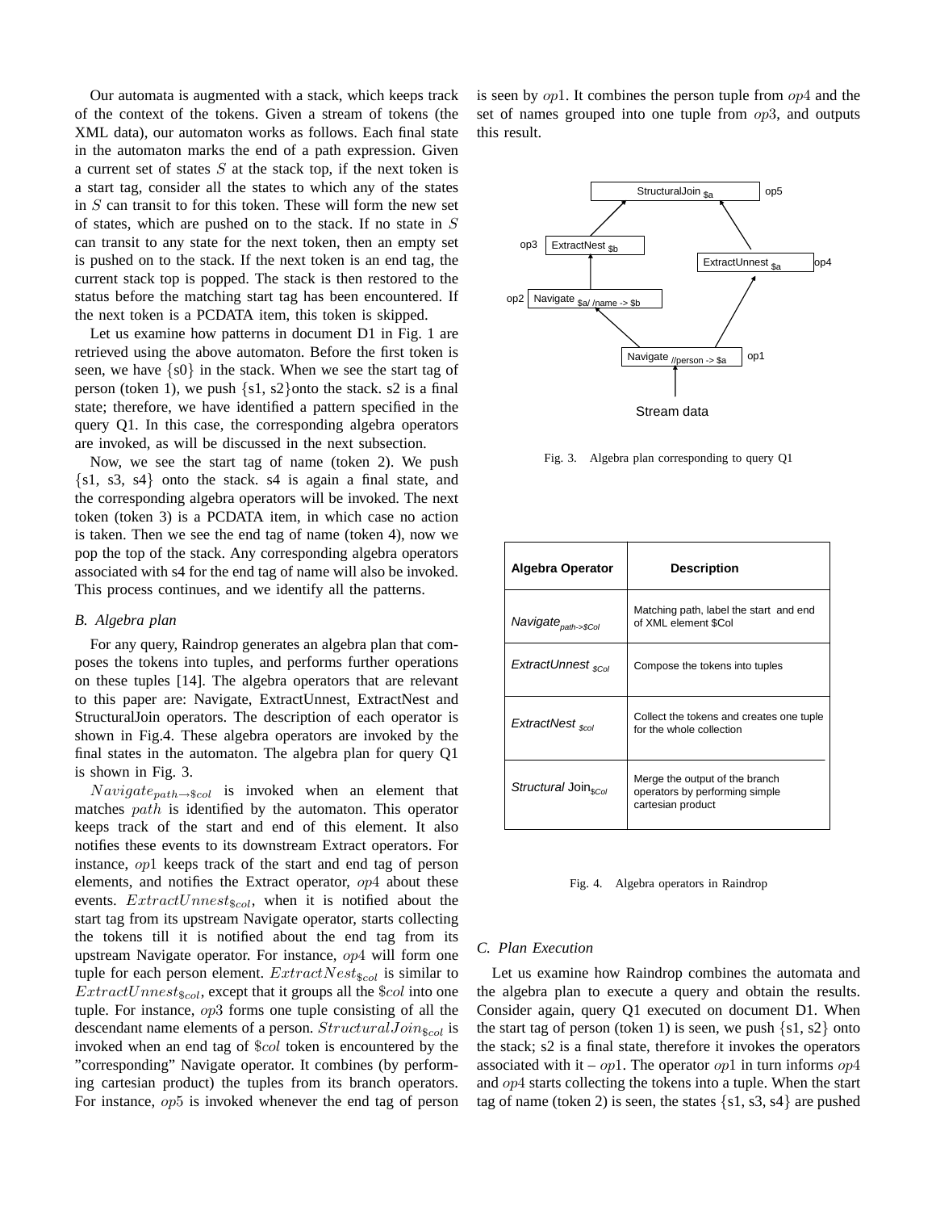Our automata is augmented with a stack, which keeps track of the context of the tokens. Given a stream of tokens (the XML data), our automaton works as follows. Each final state in the automaton marks the end of a path expression. Given a current set of states $S$ at the stack top, if the next token is a start tag, consider all the states to which any of the states in $S$ can transit to for this token. These will form the new set of states, which are pushed on to the stack. If no state in $S$ can transit to any state for the next token, then an empty set is pushed on to the stack. If the next token is an end tag, the current stack top is popped. The stack is then restored to the status before the matching start tag has been encountered. If the next token is a PCDATA item, this token is skipped.

Let us examine how patterns in document D1 in Fig. 1 are retrieved using the above automaton. Before the first token is seen, we have {s0} in the stack. When we see the start tag of person (token 1), we push {s1, s2}onto the stack. s2 is a final state; therefore, we have identified a pattern specified in the query Q1. In this case, the corresponding algebra operators are invoked, as will be discussed in the next subsection.

Now, we see the start tag of name (token 2). We push {s1, s3, s4} onto the stack. s4 is again a final state, and the corresponding algebra operators will be invoked. The next token (token 3) is a PCDATA item, in which case no action is taken. Then we see the end tag of name (token 4), now we pop the top of the stack. Any corresponding algebra operators associated with s4 for the end tag of name will also be invoked. This process continues, and we identify all the patterns.

### B. Algebra plan

For any query, Raindrop generates an algebra plan that composes the tokens into tuples, and performs further operations on these tuples [14]. The algebra operators that are relevant to this paper are: Navigate, ExtractUnnest, ExtractNest and StructuralJoin operators. The description of each operator is shown in Fig.4. These algebra operators are invoked by the final states in the automaton. The algebra plan for query Q1 is shown in Fig. 3.

$Navigate_{path \rightarrow \$col}$ is invoked when an element that matches $path$ is identified by the automaton. This operator keeps track of the start and end of this element. It also notifies these events to its downstream Extract operators. For instance, $op1$ keeps track of the start and end tag of person elements, and notifies the Extract operator, $op4$ about these events. $ExtractUnnest_{\$col}$, when it is notified about the start tag from its upstream Navigate operator, starts collecting the tokens till it is notified about the end tag from its upstream Navigate operator. For instance, $op4$ will form one tuple for each person element. $ExtractNest_{\$col}$ is similar to $ExtractUnnest_{\$col}$, except that it groups all the $\$col$ into one tuple. For instance, $op3$ forms one tuple consisting of all the descendant name elements of a person. $StructuralJoin_{\$col}$ is invoked when an end tag of $\$col$ token is encountered by the "corresponding" Navigate operator. It combines (by performing cartesian product) the tuples from its branch operators. For instance, $op5$ is invoked whenever the end tag of person is seen by $op1$. It combines the person tuple from $op4$ and the set of names grouped into one tuple from $op3$, and outputs this result.

Fig. 3. Algebra plan corresponding to query Q1

| Algebra Operator | Description |
|---|---|
| $Navigate_{path \rightarrow \$Col}$ | Matching path, label the start and end of XML element \$Col |
| $ExtractUnnest_{\$Col}$ | Compose the tokens into tuples |
| $ExtractNest_{\$col}$ | Collect the tokens and creates one tuple for the whole collection |
| $Structural\ Join_{\$Col}$ | Merge the output of the branch operators by performing simple cartesian product |

Fig. 4. Algebra operators in Raindrop

### C. Plan Execution

Let us examine how Raindrop combines the automata and the algebra plan to execute a query and obtain the results. Consider again, query Q1 executed on document D1. When the start tag of person (token 1) is seen, we push {s1, s2} onto the stack; s2 is a final state, therefore it invokes the operators associated with it – $op1$. The operator $op1$ in turn informs $op4$ and $op4$ starts collecting the tokens into a tuple. When the start tag of name (token 2) is seen, the states {s1, s3, s4} are pushed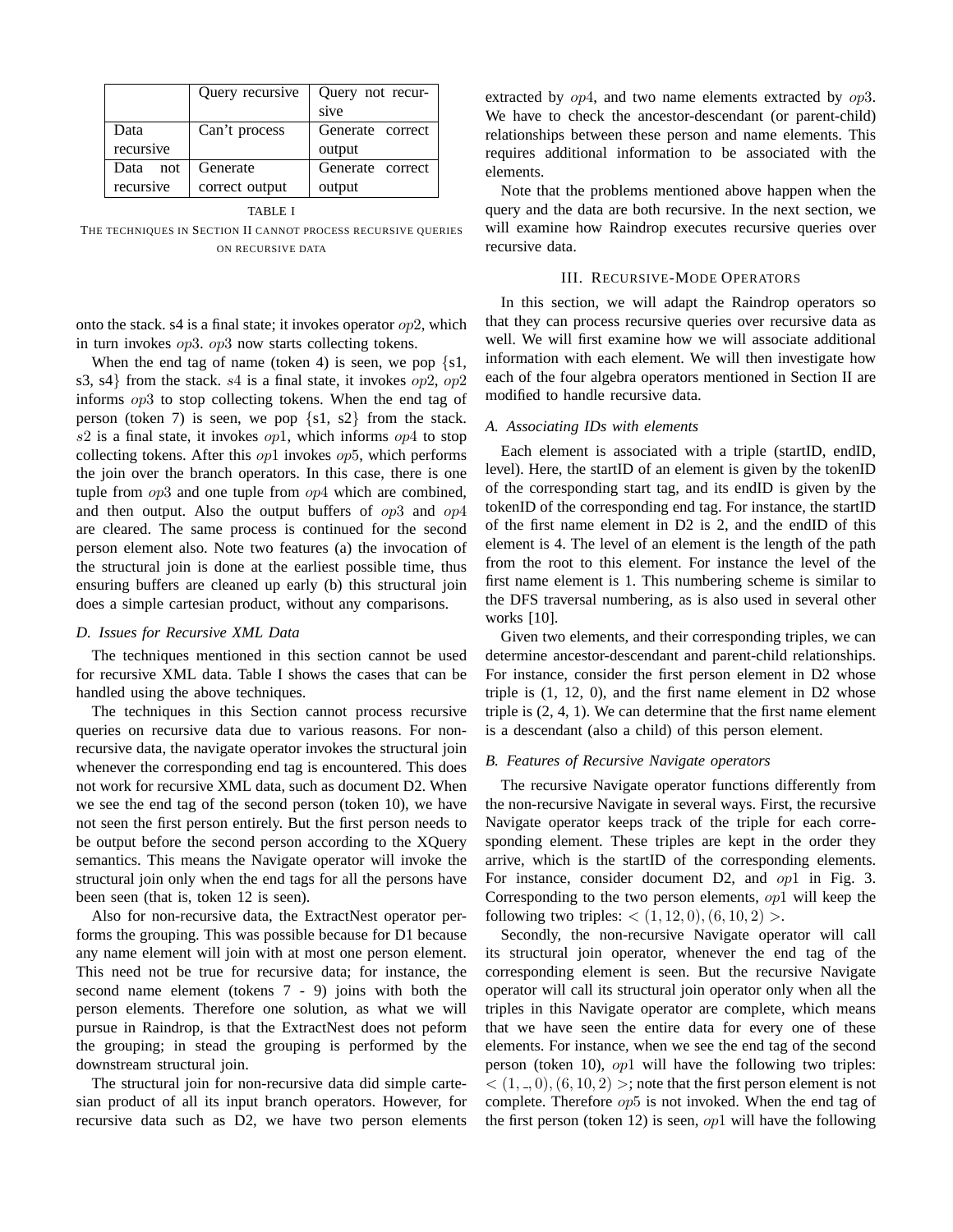|  | Query recursive | Query not recursive |
| --- | --- | --- |
| Data recursive | Can't process | Generate correct output |
| Data not recursive | Generate correct output | Generate correct output |

TABLE I

THE TECHNIQUES IN SECTION II CANNOT PROCESS RECURSIVE QUERIES ON RECURSIVE DATA

onto the stack. s4 is a final state; it invokes operator $op2$, which in turn invokes $op3$. $op3$ now starts collecting tokens.

When the end tag of name (token 4) is seen, we pop {s1, s3, s4} from the stack. $s4$ is a final state, it invokes $op2$, $op2$ informs $op3$ to stop collecting tokens. When the end tag of person (token 7) is seen, we pop {s1, s2} from the stack. $s2$ is a final state, it invokes $op1$, which informs $op4$ to stop collecting tokens. After this $op1$ invokes $op5$, which performs the join over the branch operators. In this case, there is one tuple from $op3$ and one tuple from $op4$ which are combined, and then output. Also the output buffers of $op3$ and $op4$ are cleared. The same process is continued for the second person element also. Note two features (a) the invocation of the structural join is done at the earliest possible time, thus ensuring buffers are cleaned up early (b) this structural join does a simple cartesian product, without any comparisons.

### *D. Issues for Recursive XML Data*

The techniques mentioned in this section cannot be used for recursive XML data. Table I shows the cases that can be handled using the above techniques.

The techniques in this Section cannot process recursive queries on recursive data due to various reasons. For non-recursive data, the navigate operator invokes the structural join whenever the corresponding end tag is encountered. This does not work for recursive XML data, such as document D2. When we see the end tag of the second person (token 10), we have not seen the first person entirely. But the first person needs to be output before the second person according to the XQuery semantics. This means the Navigate operator will invoke the structural join only when the end tags for all the persons have been seen (that is, token 12 is seen).

Also for non-recursive data, the ExtractNest operator performs the grouping. This was possible because for D1 because any name element will join with at most one person element. This need not be true for recursive data; for instance, the second name element (tokens 7 - 9) joins with both the person elements. Therefore one solution, as what we will pursue in Raindrop, is that the ExtractNest does not peform the grouping; in stead the grouping is performed by the downstream structural join.

The structural join for non-recursive data did simple cartesian product of all its input branch operators. However, for recursive data such as D2, we have two person elements extracted by $op4$, and two name elements extracted by $op3$. We have to check the ancestor-descendant (or parent-child) relationships between these person and name elements. This requires additional information to be associated with the elements.

Note that the problems mentioned above happen when the query and the data are both recursive. In the next section, we will examine how Raindrop executes recursive queries over recursive data.

## III. Recursive-Mode Operators

In this section, we will adapt the Raindrop operators so that they can process recursive queries over recursive data as well. We will first examine how we will associate additional information with each element. We will then investigate how each of the four algebra operators mentioned in Section II are modified to handle recursive data.

### *A. Associating IDs with elements*

Each element is associated with a triple (startID, endID, level). Here, the startID of an element is given by the tokenID of the corresponding start tag, and its endID is given by the tokenID of the corresponding end tag. For instance, the startID of the first name element in D2 is 2, and the endID of this element is 4. The level of an element is the length of the path from the root to this element. For instance the level of the first name element is 1. This numbering scheme is similar to the DFS traversal numbering, as is also used in several other works [10].

Given two elements, and their corresponding triples, we can determine ancestor-descendant and parent-child relationships. For instance, consider the first person element in D2 whose triple is (1, 12, 0), and the first name element in D2 whose triple is (2, 4, 1). We can determine that the first name element is a descendant (also a child) of this person element.

### *B. Features of Recursive Navigate operators*

The recursive Navigate operator functions differently from the non-recursive Navigate in several ways. First, the recursive Navigate operator keeps track of the triple for each corresponding element. These triples are kept in the order they arrive, which is the startID of the corresponding elements. For instance, consider document D2, and $op1$ in Fig. 3. Corresponding to the two person elements, $op1$ will keep the following two triples: $<(1, 12, 0), (6, 10, 2)>$.

Secondly, the non-recursive Navigate operator will call its structural join operator, whenever the end tag of the corresponding element is seen. But the recursive Navigate operator will call its structural join operator only when all the triples in this Navigate operator are complete, which means that we have seen the entire data for every one of these elements. For instance, when we see the end tag of the second person (token 10), $op1$ will have the following two triples: $<(1, \_, 0), (6, 10, 2)>$; note that the first person element is not complete. Therefore $op5$ is not invoked. When the end tag of the first person (token 12) is seen, $op1$ will have the following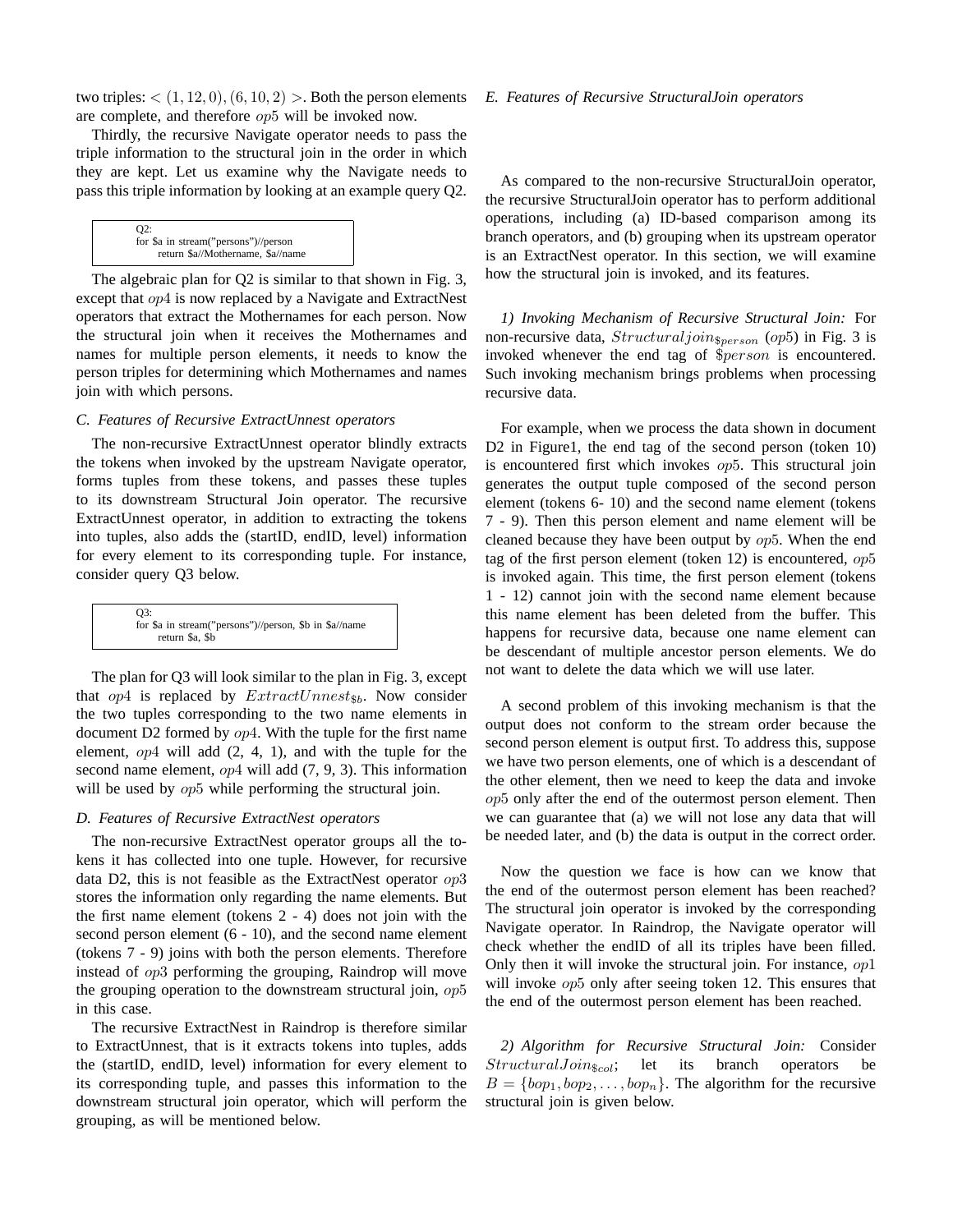two triples: $<(1, 12, 0), (6, 10, 2)>$. Both the person elements are complete, and therefore $op5$ will be invoked now.

Thirdly, the recursive Navigate operator needs to pass the triple information to the structural join in the order in which they are kept. Let us examine why the Navigate needs to pass this triple information by looking at an example query Q2.

```
Q2:
for $a in stream("persons")//person
    return $a//Mothername, $a//name
```

The algebraic plan for Q2 is similar to that shown in Fig. 3, except that $op4$ is now replaced by a Navigate and ExtractNest operators that extract the Mothernames for each person. Now the structural join when it receives the Mothernames and names for multiple person elements, it needs to know the person triples for determining which Mothernames and names join with which persons.

### C. Features of Recursive ExtractUnnest operators

The non-recursive ExtractUnnest operator blindly extracts the tokens when invoked by the upstream Navigate operator, forms tuples from these tokens, and passes these tuples to its downstream Structural Join operator. The recursive ExtractUnnest operator, in addition to extracting the tokens into tuples, also adds the (startID, endID, level) information for every element to its corresponding tuple. For instance, consider query Q3 below.

```
Q3:
for $a in stream("persons")//person, $b in $a//name
    return $a, $b
```

The plan for Q3 will look similar to the plan in Fig. 3, except that $op4$ is replaced by $ExtractUnnest_{\$b}$. Now consider the two tuples corresponding to the two name elements in document D2 formed by $op4$. With the tuple for the first name element, $op4$ will add (2, 4, 1), and with the tuple for the second name element, $op4$ will add (7, 9, 3). This information will be used by $op5$ while performing the structural join.

### D. Features of Recursive ExtractNest operators

The non-recursive ExtractNest operator groups all the tokens it has collected into one tuple. However, for recursive data D2, this is not feasible as the ExtractNest operator $op3$ stores the information only regarding the name elements. But the first name element (tokens 2 - 4) does not join with the second person element (6 - 10), and the second name element (tokens 7 - 9) joins with both the person elements. Therefore instead of $op3$ performing the grouping, Raindrop will move the grouping operation to the downstream structural join, $op5$ in this case.

The recursive ExtractNest in Raindrop is therefore similar to ExtractUnnest, that is it extracts tokens into tuples, adds the (startID, endID, level) information for every element to its corresponding tuple, and passes this information to the downstream structural join operator, which will perform the grouping, as will be mentioned below.

### E. Features of Recursive StructuralJoin operators

As compared to the non-recursive StructuralJoin operator, the recursive StructuralJoin operator has to perform additional operations, including (a) ID-based comparison among its branch operators, and (b) grouping when its upstream operator is an ExtractNest operator. In this section, we will examine how the structural join is invoked, and its features.

*1) Invoking Mechanism of Recursive Structural Join:* For non-recursive data, $Structuraljoin_{\$person}$ ($op5$) in Fig. 3 is invoked whenever the end tag of $\$person$ is encountered. Such invoking mechanism brings problems when processing recursive data.

For example, when we process the data shown in document D2 in Figure1, the end tag of the second person (token 10) is encountered first which invokes $op5$. This structural join generates the output tuple composed of the second person element (tokens 6- 10) and the second name element (tokens 7 - 9). Then this person element and name element will be cleaned because they have been output by $op5$. When the end tag of the first person element (token 12) is encountered, $op5$ is invoked again. This time, the first person element (tokens 1 - 12) cannot join with the second name element because this name element has been deleted from the buffer. This happens for recursive data, because one name element can be descendant of multiple ancestor person elements. We do not want to delete the data which we will use later.

A second problem of this invoking mechanism is that the output does not conform to the stream order because the second person element is output first. To address this, suppose we have two person elements, one of which is a descendant of the other element, then we need to keep the data and invoke $op5$ only after the end of the outermost person element. Then we can guarantee that (a) we will not lose any data that will be needed later, and (b) the data is output in the correct order.

Now the question we face is how can we know that the end of the outermost person element has been reached? The structural join operator is invoked by the corresponding Navigate operator. In Raindrop, the Navigate operator will check whether the endID of all its triples have been filled. Only then it will invoke the structural join. For instance, $op1$ will invoke $op5$ only after seeing token 12. This ensures that the end of the outermost person element has been reached.

*2) Algorithm for Recursive Structural Join:* Consider $StructuralJoin_{\$col}$; let its branch operators be $B = \{bop_1, bop_2, \ldots, bop_n\}$. The algorithm for the recursive structural join is given below.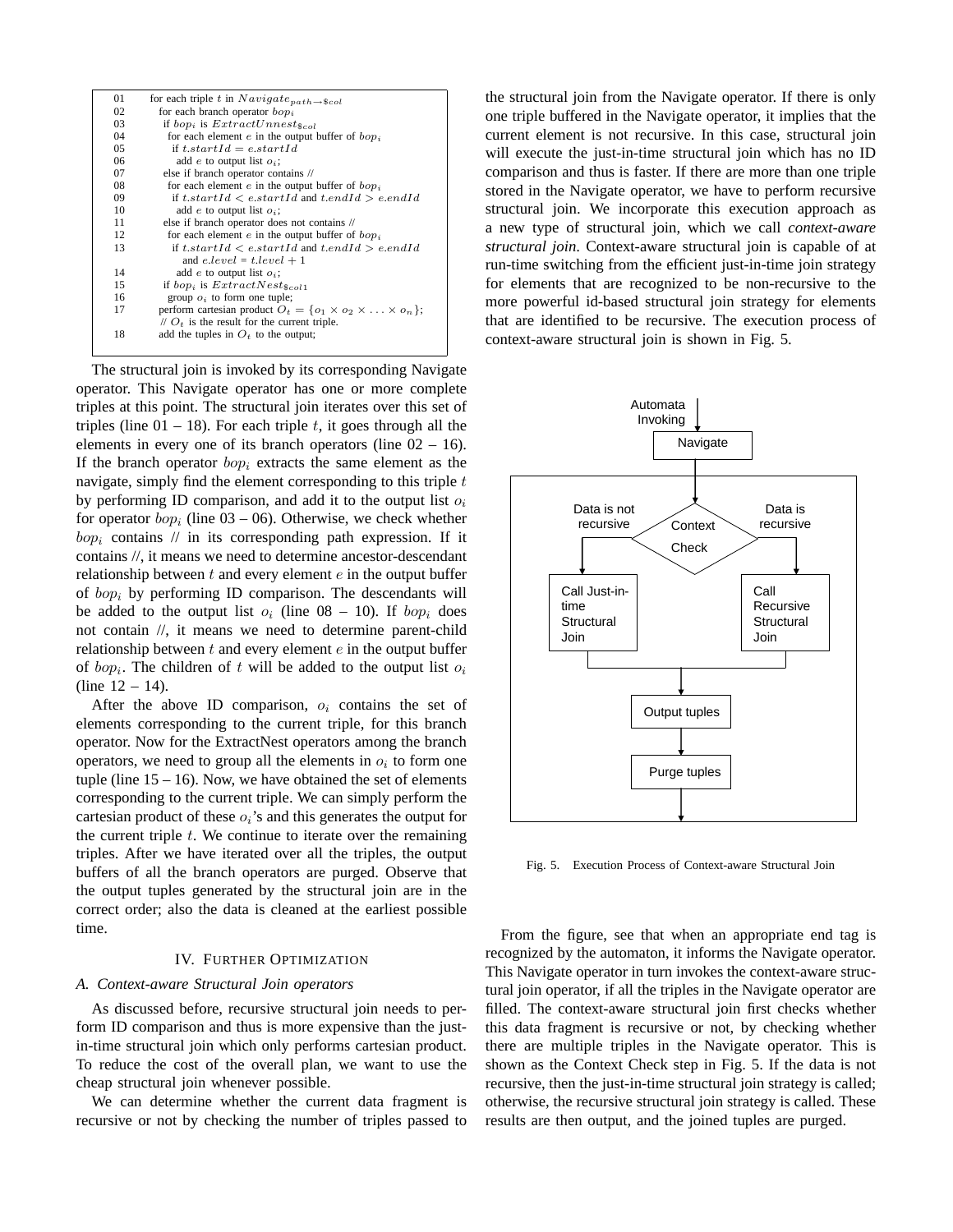```
01    for each triple t in Navigate_{path→$col}
02      for each branch operator bop_i
03        if bop_i is ExtractUnnest_{$col}
04          for each element e in the output buffer of bop_i
05            if t.startId = e.startId
06              add e to output list o_i;
07        else if branch operator contains //
08          for each element e in the output buffer of bop_i
09            if t.startId < e.startId and t.endId > e.endId
10              add e to output list o_i;
11        else if branch operator does not contains //
12          for each element e in the output buffer of bop_i
13            if t.startId < e.startId and t.endId > e.endId
                and e.level = t.level + 1
14              add e to output list o_i;
15        if bop_i is ExtractNest_{$col1}
16          group o_i to form one tuple;
17      perform cartesian product O_t = {o_1 × o_2 × ... × o_n};
        // O_t is the result for the current triple.
18      add the tuples in O_t to the output;
```

The structural join is invoked by its corresponding Navigate operator. This Navigate operator has one or more complete triples at this point. The structural join iterates over this set of triples (line 01 – 18). For each triple $t$, it goes through all the elements in every one of its branch operators (line 02 – 16). If the branch operator $bop_i$ extracts the same element as the navigate, simply find the element corresponding to this triple $t$ by performing ID comparison, and add it to the output list $o_i$ for operator $bop_i$ (line 03 – 06). Otherwise, we check whether $bop_i$ contains // in its corresponding path expression. If it contains //, it means we need to determine ancestor-descendant relationship between $t$ and every element $e$ in the output buffer of $bop_i$ by performing ID comparison. The descendants will be added to the output list $o_i$ (line 08 – 10). If $bop_i$ does not contain //, it means we need to determine parent-child relationship between $t$ and every element $e$ in the output buffer of $bop_i$. The children of $t$ will be added to the output list $o_i$ (line 12 – 14).

After the above ID comparison, $o_i$ contains the set of elements corresponding to the current triple, for this branch operator. Now for the ExtractNest operators among the branch operators, we need to group all the elements in $o_i$ to form one tuple (line 15 – 16). Now, we have obtained the set of elements corresponding to the current triple. We can simply perform the cartesian product of these $o_i$'s and this generates the output for the current triple $t$. We continue to iterate over the remaining triples. After we have iterated over all the triples, the output buffers of all the branch operators are purged. Observe that the output tuples generated by the structural join are in the correct order; also the data is cleaned at the earliest possible time.

## IV. Further Optimization

### A. Context-aware Structural Join operators

As discussed before, recursive structural join needs to perform ID comparison and thus is more expensive than the just-in-time structural join which only performs cartesian product. To reduce the cost of the overall plan, we want to use the cheap structural join whenever possible.

We can determine whether the current data fragment is recursive or not by checking the number of triples passed to the structural join from the Navigate operator. If there is only one triple buffered in the Navigate operator, it implies that the current element is not recursive. In this case, structural join will execute the just-in-time structural join which has no ID comparison and thus is faster. If there are more than one triple stored in the Navigate operator, we have to perform recursive structural join. We incorporate this execution approach as a new type of structural join, which we call ***context-aware structural join***. Context-aware structural join is capable of at run-time switching from the efficient just-in-time join strategy for elements that are recognized to be non-recursive to the more powerful id-based structural join strategy for elements that are identified to be recursive. The execution process of context-aware structural join is shown in Fig. 5.

Fig. 5. Execution Process of Context-aware Structural Join

From the figure, see that when an appropriate end tag is recognized by the automaton, it informs the Navigate operator. This Navigate operator in turn invokes the context-aware structural join operator, if all the triples in the Navigate operator are filled. The context-aware structural join first checks whether this data fragment is recursive or not, by checking whether there are multiple triples in the Navigate operator. This is shown as the Context Check step in Fig. 5. If the data is not recursive, then the just-in-time structural join strategy is called; otherwise, the recursive structural join strategy is called. These results are then output, and the joined tuples are purged.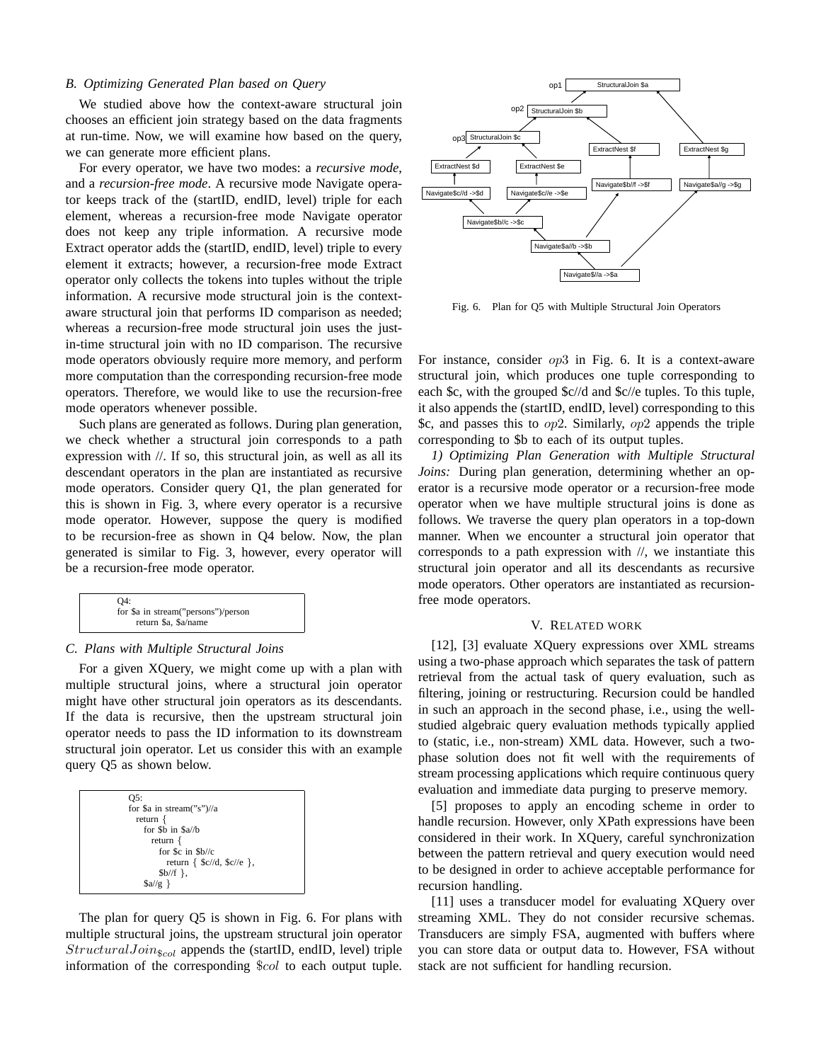### B. Optimizing Generated Plan based on Query

We studied above how the context-aware structural join chooses an efficient join strategy based on the data fragments at run-time. Now, we will examine how based on the query, we can generate more efficient plans.

For every operator, we have two modes: a *recursive mode*, and a *recursion-free mode*. A recursive mode Navigate operator keeps track of the (startID, endID, level) triple for each element, whereas a recursion-free mode Navigate operator does not keep any triple information. A recursive mode Extract operator adds the (startID, endID, level) triple to every element it extracts; however, a recursion-free mode Extract operator only collects the tokens into tuples without the triple information. A recursive mode structural join is the context-aware structural join that performs ID comparison as needed; whereas a recursion-free mode structural join uses the just-in-time structural join with no ID comparison. The recursive mode operators obviously require more memory, and perform more computation than the corresponding recursion-free mode operators. Therefore, we would like to use the recursion-free mode operators whenever possible.

Such plans are generated as follows. During plan generation, we check whether a structural join corresponds to a path expression with //. If so, this structural join, as well as all its descendant operators in the plan are instantiated as recursive mode operators. Consider query Q1, the plan generated for this is shown in Fig. 3, where every operator is a recursive mode operator. However, suppose the query is modified to be recursion-free as shown in Q4 below. Now, the plan generated is similar to Fig. 3, however, every operator will be a recursion-free mode operator.

```
Q4:
for $a in stream("persons")/person
    return $a, $a/name
```

### C. Plans with Multiple Structural Joins

For a given XQuery, we might come up with a plan with multiple structural joins, where a structural join operator might have other structural join operators as its descendants. If the data is recursive, then the upstream structural join operator needs to pass the ID information to its downstream structural join operator. Let us consider this with an example query Q5 as shown below.

```
Q5:
for $a in stream("s")//a
  return {
    for $b in $a//b
      return {
        for $c in $b//c
          return { $c//d, $c//e },
        $b//f },
    $a//g }
```

The plan for query Q5 is shown in Fig. 6. For plans with multiple structural joins, the upstream structural join operator $StructuralJoin_{\$col}$ appends the (startID, endID, level) triple information of the corresponding $\$col$ to each output tuple.

Fig. 6. Plan for Q5 with Multiple Structural Join Operators

For instance, consider $op3$ in Fig. 6. It is a context-aware structural join, which produces one tuple corresponding to each $c, with the grouped $c//d and $c//e tuples. To this tuple, it also appends the (startID, endID, level) corresponding to this $c, and passes this to $op2$. Similarly, $op2$ appends the triple corresponding to $b to each of its output tuples.

*1) Optimizing Plan Generation with Multiple Structural Joins:* During plan generation, determining whether an operator is a recursive mode operator or a recursion-free mode operator when we have multiple structural joins is done as follows. We traverse the query plan operators in a top-down manner. When we encounter a structural join operator that corresponds to a path expression with //, we instantiate this structural join operator and all its descendants as recursive mode operators. Other operators are instantiated as recursion-free mode operators.

## V. Related work

[12], [3] evaluate XQuery expressions over XML streams using a two-phase approach which separates the task of pattern retrieval from the actual task of query evaluation, such as filtering, joining or restructuring. Recursion could be handled in such an approach in the second phase, i.e., using the well-studied algebraic query evaluation methods typically applied to (static, i.e., non-stream) XML data. However, such a two-phase solution does not fit well with the requirements of stream processing applications which require continuous query evaluation and immediate data purging to preserve memory.

[5] proposes to apply an encoding scheme in order to handle recursion. However, only XPath expressions have been considered in their work. In XQuery, careful synchronization between the pattern retrieval and query execution would need to be designed in order to achieve acceptable performance for recursion handling.

[11] uses a transducer model for evaluating XQuery over streaming XML. They do not consider recursive schemas. Transducers are simply FSA, augmented with buffers where you can store data or output data to. However, FSA without stack are not sufficient for handling recursion.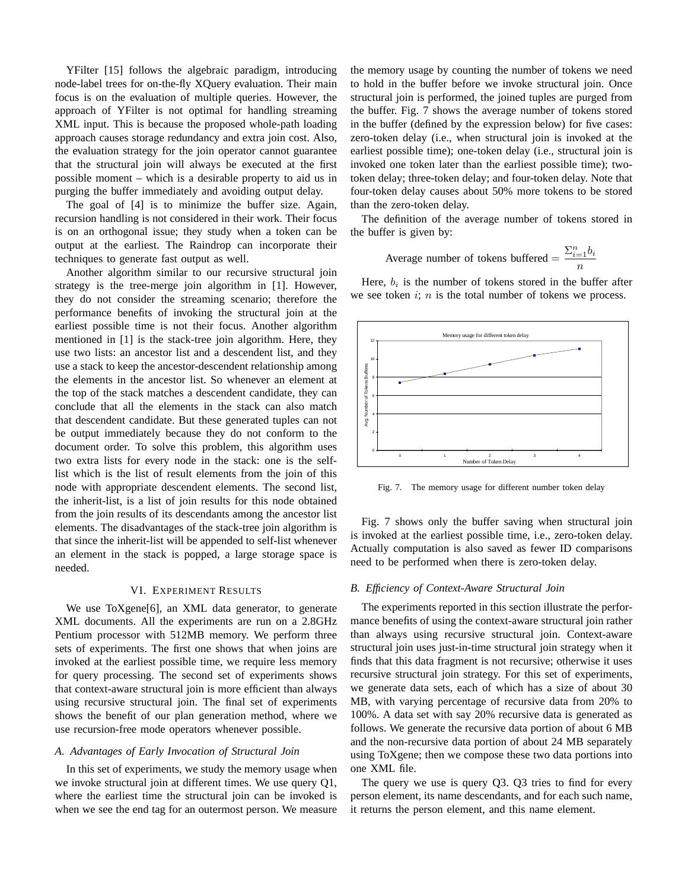YFilter [15] follows the algebraic paradigm, introducing node-label trees for on-the-fly XQuery evaluation. Their main focus is on the evaluation of multiple queries. However, the approach of YFilter is not optimal for handling streaming XML input. This is because the proposed whole-path loading approach causes storage redundancy and extra join cost. Also, the evaluation strategy for the join operator cannot guarantee that the structural join will always be executed at the first possible moment – which is a desirable property to aid us in purging the buffer immediately and avoiding output delay.

The goal of [4] is to minimize the buffer size. Again, recursion handling is not considered in their work. Their focus is on an orthogonal issue; they study when a token can be output at the earliest. The Raindrop can incorporate their techniques to generate fast output as well.

Another algorithm similar to our recursive structural join strategy is the tree-merge join algorithm in [1]. However, they do not consider the streaming scenario; therefore the performance benefits of invoking the structural join at the earliest possible time is not their focus. Another algorithm mentioned in [1] is the stack-tree join algorithm. Here, they use two lists: an ancestor list and a descendent list, and they use a stack to keep the ancestor-descendent relationship among the elements in the ancestor list. So whenever an element at the top of the stack matches a descendent candidate, they can conclude that all the elements in the stack can also match that descendent candidate. But these generated tuples can not be output immediately because they do not conform to the document order. To solve this problem, this algorithm uses two extra lists for every node in the stack: one is the self-list which is the list of result elements from the join of this node with appropriate descendent elements. The second list, the inherit-list, is a list of join results for this node obtained from the join results of its descendants among the ancestor list elements. The disadvantages of the stack-tree join algorithm is that since the inherit-list will be appended to self-list whenever an element in the stack is popped, a large storage space is needed.

## VI. Experiment Results

We use ToXgene[6], an XML data generator, to generate XML documents. All the experiments are run on a 2.8GHz Pentium processor with 512MB memory. We perform three sets of experiments. The first one shows that when joins are invoked at the earliest possible time, we require less memory for query processing. The second set of experiments shows that context-aware structural join is more efficient than always using recursive structural join. The final set of experiments shows the benefit of our plan generation method, where we use recursion-free mode operators whenever possible.

### *A. Advantages of Early Invocation of Structural Join*

In this set of experiments, we study the memory usage when we invoke structural join at different times. We use query Q1, where the earliest time the structural join can be invoked is when we see the end tag for an outermost person. We measure the memory usage by counting the number of tokens we need to hold in the buffer before we invoke structural join. Once structural join is performed, the joined tuples are purged from the buffer. Fig. 7 shows the average number of tokens stored in the buffer (defined by the expression below) for five cases: zero-token delay (i.e., when structural join is invoked at the earliest possible time); one-token delay (i.e., structural join is invoked one token later than the earliest possible time); two-token delay; three-token delay; and four-token delay. Note that four-token delay causes about 50% more tokens to be stored than the zero-token delay.

The definition of the average number of tokens stored in the buffer is given by:

$$\text{Average number of tokens buffered} = \frac{\Sigma_{i=1}^{n} b_i}{n}$$

Here, $b_i$ is the number of tokens stored in the buffer after we see token $i$; $n$ is the total number of tokens we process.

Memory usage for different token delay

Avg. Number of Tokens Buffered

0 2 4 6 8 10 12

0 1 2 3 4

Number of Token Delay

Fig. 7. The memory usage for different number token delay

Fig. 7 shows only the buffer saving when structural join is invoked at the earliest possible time, i.e., zero-token delay. Actually computation is also saved as fewer ID comparisons need to be performed when there is zero-token delay.

### *B. Efficiency of Context-Aware Structural Join*

The experiments reported in this section illustrate the performance benefits of using the context-aware structural join rather than always using recursive structural join. Context-aware structural join uses just-in-time structural join strategy when it finds that this data fragment is not recursive; otherwise it uses recursive structural join strategy. For this set of experiments, we generate data sets, each of which has a size of about 30 MB, with varying percentage of recursive data from 20% to 100%. A data set with say 20% recursive data is generated as follows. We generate the recursive data portion of about 6 MB and the non-recursive data portion of about 24 MB separately using ToXgene; then we compose these two data portions into one XML file.

The query we use is query Q3. Q3 tries to find for every person element, its name descendants, and for each such name, it returns the person element, and this name element.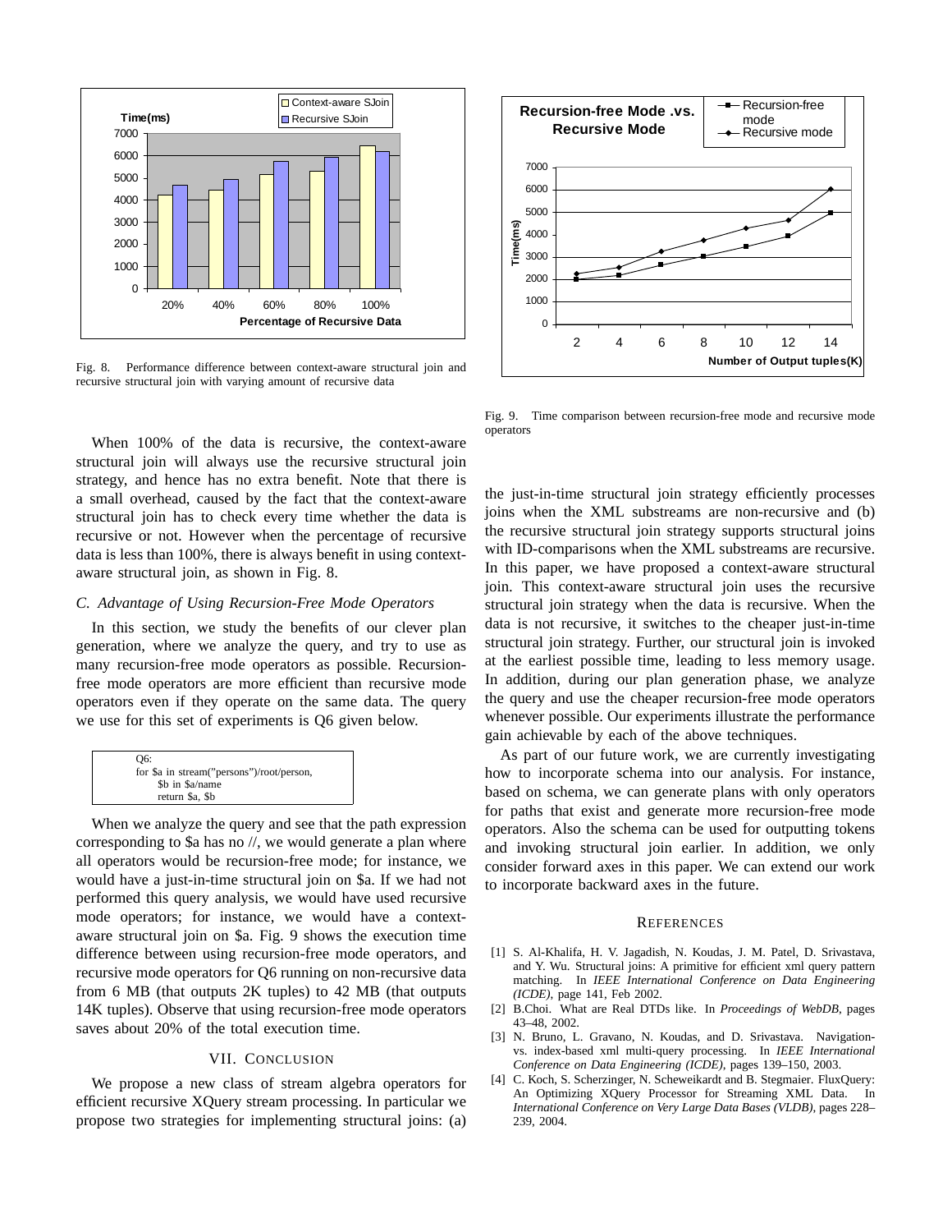Time(ms)

Context-aware SJoin

Recursive SJoin

7000
6000
5000
4000
3000
2000
1000
0

20% 40% 60% 80% 100%

Percentage of Recursive Data

Fig. 8. Performance difference between context-aware structural join and recursive structural join with varying amount of recursive data

When 100% of the data is recursive, the context-aware structural join will always use the recursive structural join strategy, and hence has no extra benefit. Note that there is a small overhead, caused by the fact that the context-aware structural join has to check every time whether the data is recursive or not. However when the percentage of recursive data is less than 100%, there is always benefit in using context-aware structural join, as shown in Fig. 8.

### *C. Advantage of Using Recursion-Free Mode Operators*

In this section, we study the benefits of our clever plan generation, where we analyze the query, and try to use as many recursion-free mode operators as possible. Recursion-free mode operators are more efficient than recursive mode operators even if they operate on the same data. The query we use for this set of experiments is Q6 given below.

```
Q6:
for $a in stream("persons")/root/person,
    $b in $a/name
    return $a, $b
```

When we analyze the query and see that the path expression corresponding to $a has no //, we would generate a plan where all operators would be recursion-free mode; for instance, we would have a just-in-time structural join on $a. If we had not performed this query analysis, we would have used recursive mode operators; for instance, we would have a context-aware structural join on $a. Fig. 9 shows the execution time difference between using recursion-free mode operators, and recursive mode operators for Q6 running on non-recursive data from 6 MB (that outputs 2K tuples) to 42 MB (that outputs 14K tuples). Observe that using recursion-free mode operators saves about 20% of the total execution time.

Recursion-free Mode .vs. Recursive Mode

Recursion-free mode

Recursive mode

Time(ms)

7000
6000
5000
4000
3000
2000
1000
0

2 4 6 8 10 12 14

Number of Output tuples(K)

Fig. 9. Time comparison between recursion-free mode and recursive mode operators

## VII. Conclusion

We propose a new class of stream algebra operators for efficient recursive XQuery stream processing. In particular we propose two strategies for implementing structural joins: (a) the just-in-time structural join strategy efficiently processes joins when the XML substreams are non-recursive and (b) the recursive structural join strategy supports structural joins with ID-comparisons when the XML substreams are recursive. In this paper, we have proposed a context-aware structural join. This context-aware structural join uses the recursive structural join strategy when the data is recursive. When the data is not recursive, it switches to the cheaper just-in-time structural join strategy. Further, our structural join is invoked at the earliest possible time, leading to less memory usage. In addition, during our plan generation phase, we analyze the query and use the cheaper recursion-free mode operators whenever possible. Our experiments illustrate the performance gain achievable by each of the above techniques.

As part of our future work, we are currently investigating how to incorporate schema into our analysis. For instance, based on schema, we can generate plans with only operators for paths that exist and generate more recursion-free mode operators. Also the schema can be used for outputting tokens and invoking structural join earlier. In addition, we only consider forward axes in this paper. We can extend our work to incorporate backward axes in the future.

## References

- [1] S. Al-Khalifa, H. V. Jagadish, N. Koudas, J. M. Patel, D. Srivastava, and Y. Wu. Structural joins: A primitive for efficient xml query pattern matching. In *IEEE International Conference on Data Engineering (ICDE)*, page 141, Feb 2002.
- [2] B.Choi. What are Real DTDs like. In *Proceedings of WebDB*, pages 43–48, 2002.
- [3] N. Bruno, L. Gravano, N. Koudas, and D. Srivastava. Navigation-vs. index-based xml multi-query processing. In *IEEE International Conference on Data Engineering (ICDE)*, pages 139–150, 2003.
- [4] C. Koch, S. Scherzinger, N. Scheweikardt and B. Stegmaier. FluxQuery: An Optimizing XQuery Processor for Streaming XML Data. In *International Conference on Very Large Data Bases (VLDB)*, pages 228–239, 2004.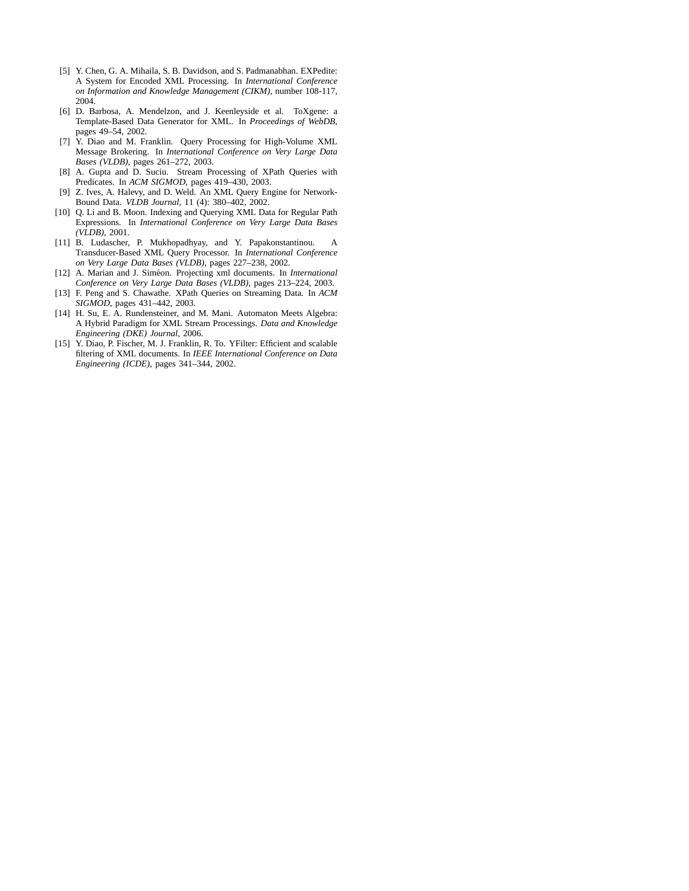[5] Y. Chen, G. A. Mihaila, S. B. Davidson, and S. Padmanabhan. EXPedite: A System for Encoded XML Processing. In *International Conference on Information and Knowledge Management (CIKM)*, number 108-117, 2004.

[6] D. Barbosa, A. Mendelzon, and J. Keenleyside et al. ToXgene: a Template-Based Data Generator for XML. In *Proceedings of WebDB*, pages 49–54, 2002.

[7] Y. Diao and M. Franklin. Query Processing for High-Volume XML Message Brokering. In *International Conference on Very Large Data Bases (VLDB)*, pages 261–272, 2003.

[8] A. Gupta and D. Suciu. Stream Processing of XPath Queries with Predicates. In *ACM SIGMOD*, pages 419–430, 2003.

[9] Z. Ives, A. Halevy, and D. Weld. An XML Query Engine for Network-Bound Data. *VLDB Journal*, 11 (4): 380–402, 2002.

[10] Q. Li and B. Moon. Indexing and Querying XML Data for Regular Path Expressions. In *International Conference on Very Large Data Bases (VLDB)*, 2001.

[11] B. Ludascher, P. Mukhopadhyay, and Y. Papakonstantinou. A Transducer-Based XML Query Processor. In *International Conference on Very Large Data Bases (VLDB)*, pages 227–238, 2002.

[12] A. Marian and J. Siméon. Projecting xml documents. In *International Conference on Very Large Data Bases (VLDB)*, pages 213–224, 2003.

[13] F. Peng and S. Chawathe. XPath Queries on Streaming Data. In *ACM SIGMOD*, pages 431–442, 2003.

[14] H. Su, E. A. Rundensteiner, and M. Mani. Automaton Meets Algebra: A Hybrid Paradigm for XML Stream Processings. *Data and Knowledge Engineering (DKE) Journal*, 2006.

[15] Y. Diao, P. Fischer, M. J. Franklin, R. To. YFilter: Efficient and scalable filtering of XML documents. In *IEEE International Conference on Data Engineering (ICDE)*, pages 341–344, 2002.